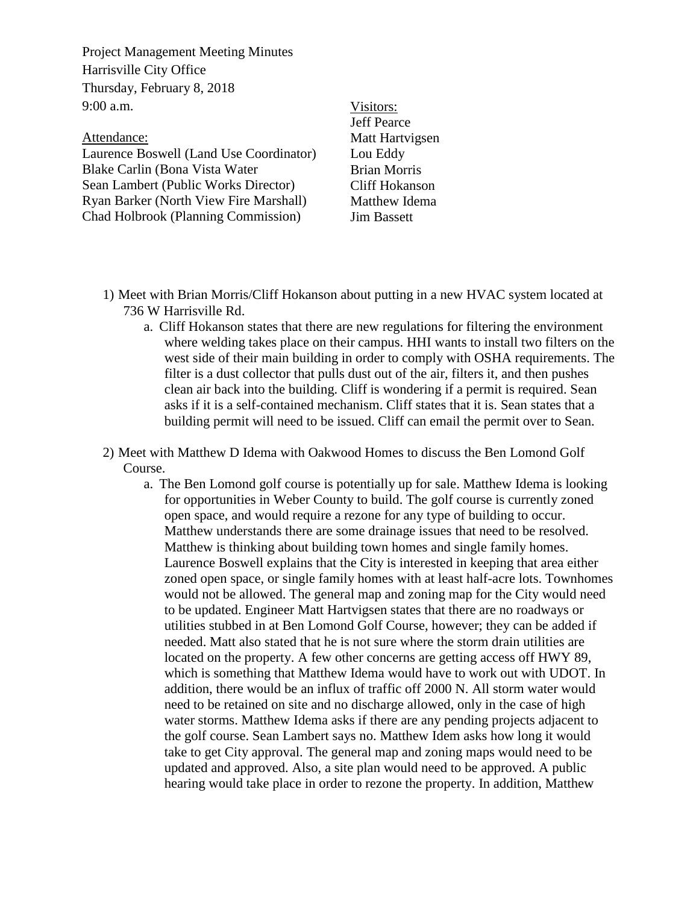Project Management Meeting Minutes
Harrisville City Office
Thursday, February 8, 2018
9:00 a.m.

Attendance:
Laurence Boswell (Land Use Coordinator)
Blake Carlin (Bona Vista Water
Sean Lambert (Public Works Director)
Ryan Barker (North View Fire Marshall)
Chad Holbrook (Planning Commission)

Visitors:
Jeff Pearce
Matt Hartvigsen
Lou Eddy
Brian Morris
Cliff Hokanson
Matthew Idema
Jim Bassett

1) Meet with Brian Morris/Cliff Hokanson about putting in a new HVAC system located at 736 W Harrisville Rd.
   a. Cliff Hokanson states that there are new regulations for filtering the environment where welding takes place on their campus. HHI wants to install two filters on the west side of their main building in order to comply with OSHA requirements. The filter is a dust collector that pulls dust out of the air, filters it, and then pushes clean air back into the building. Cliff is wondering if a permit is required. Sean asks if it is a self-contained mechanism. Cliff states that it is. Sean states that a building permit will need to be issued. Cliff can email the permit over to Sean.

2) Meet with Matthew D Idema with Oakwood Homes to discuss the Ben Lomond Golf Course.
   a. The Ben Lomond golf course is potentially up for sale. Matthew Idema is looking for opportunities in Weber County to build. The golf course is currently zoned open space, and would require a rezone for any type of building to occur. Matthew understands there are some drainage issues that need to be resolved. Matthew is thinking about building town homes and single family homes. Laurence Boswell explains that the City is interested in keeping that area either zoned open space, or single family homes with at least half-acre lots. Townhomes would not be allowed. The general map and zoning map for the City would need to be updated. Engineer Matt Hartvigsen states that there are no roadways or utilities stubbed in at Ben Lomond Golf Course, however; they can be added if needed. Matt also stated that he is not sure where the storm drain utilities are located on the property. A few other concerns are getting access off HWY 89, which is something that Matthew Idema would have to work out with UDOT. In addition, there would be an influx of traffic off 2000 N. All storm water would need to be retained on site and no discharge allowed, only in the case of high water storms. Matthew Idema asks if there are any pending projects adjacent to the golf course. Sean Lambert says no. Matthew Idem asks how long it would take to get City approval. The general map and zoning maps would need to be updated and approved. Also, a site plan would need to be approved. A public hearing would take place in order to rezone the property. In addition, Matthew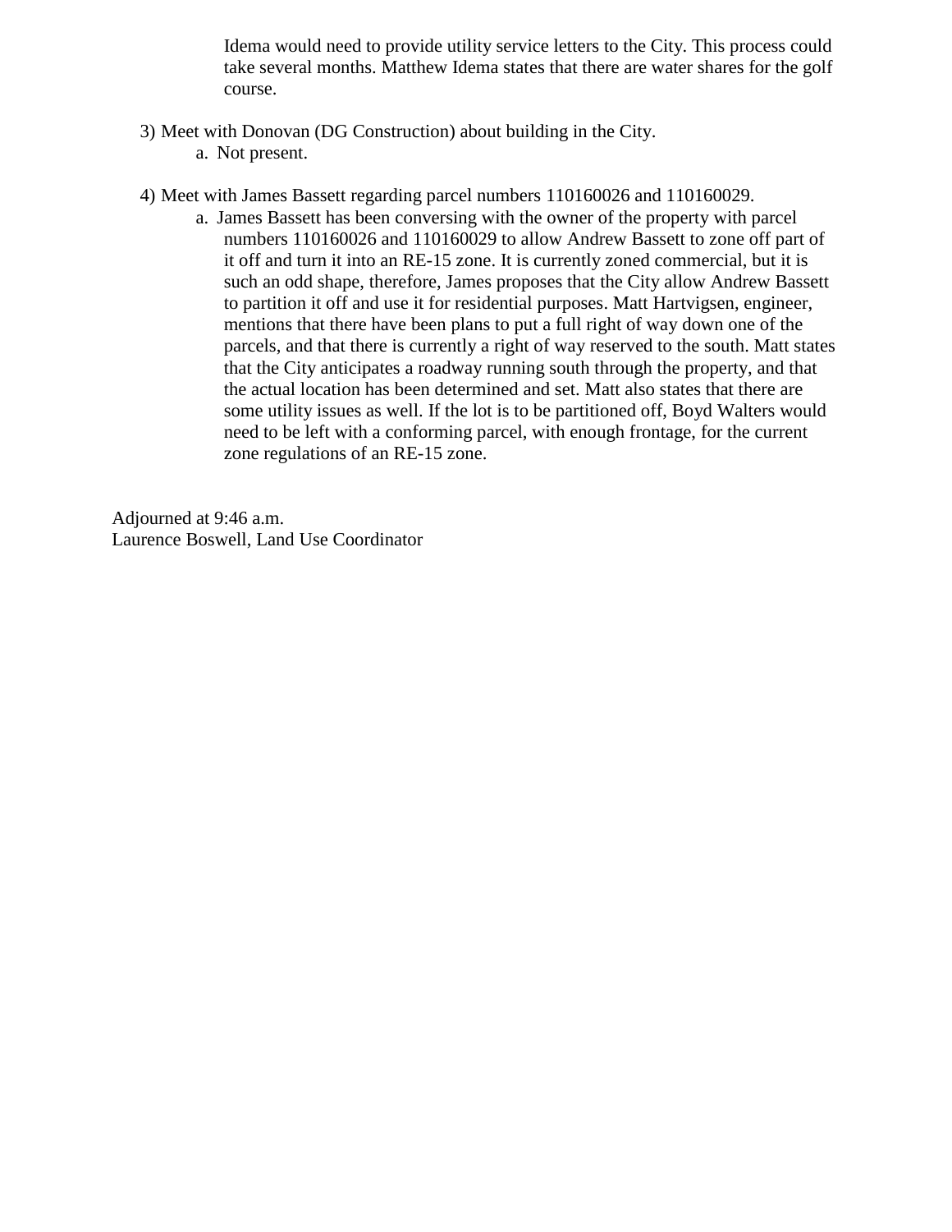Idema would need to provide utility service letters to the City. This process could take several months. Matthew Idema states that there are water shares for the golf course.

3) Meet with Donovan (DG Construction) about building in the City.
    a. Not present.

4) Meet with James Bassett regarding parcel numbers 110160026 and 110160029.
    a. James Bassett has been conversing with the owner of the property with parcel numbers 110160026 and 110160029 to allow Andrew Bassett to zone off part of it off and turn it into an RE-15 zone. It is currently zoned commercial, but it is such an odd shape, therefore, James proposes that the City allow Andrew Bassett to partition it off and use it for residential purposes. Matt Hartvigsen, engineer, mentions that there have been plans to put a full right of way down one of the parcels, and that there is currently a right of way reserved to the south. Matt states that the City anticipates a roadway running south through the property, and that the actual location has been determined and set. Matt also states that there are some utility issues as well. If the lot is to be partitioned off, Boyd Walters would need to be left with a conforming parcel, with enough frontage, for the current zone regulations of an RE-15 zone.

Adjourned at 9:46 a.m.
Laurence Boswell, Land Use Coordinator